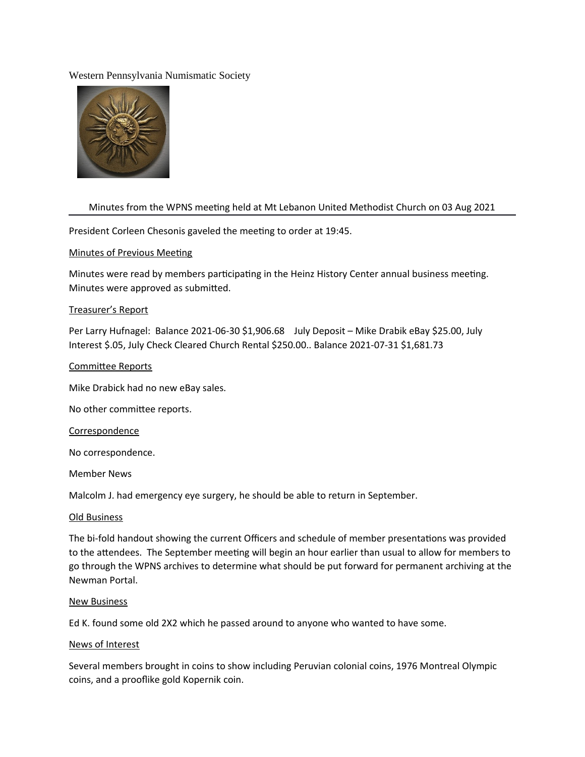Western Pennsylvania Numismatic Society

Minutes from the WPNS meeting held at Mt Lebanon United Methodist Church on 03 Aug 2021

---

President Corleen Chesonis gaveled the meeting to order at 19:45.

Minutes of Previous Meeting

Minutes were read by members participating in the Heinz History Center annual business meeting. Minutes were approved as submitted.

Treasurer's Report

Per Larry Hufnagel: Balance 2021-06-30 $1,906.68 July Deposit – Mike Drabik eBay $25.00, July Interest $.05, July Check Cleared Church Rental $250.00.. Balance 2021-07-31 $1,681.73

Committee Reports

Mike Drabick had no new eBay sales.

No other committee reports.

Correspondence

No correspondence.

Member News

Malcolm J. had emergency eye surgery, he should be able to return in September.

Old Business

The bi-fold handout showing the current Officers and schedule of member presentations was provided to the attendees. The September meeting will begin an hour earlier than usual to allow for members to go through the WPNS archives to determine what should be put forward for permanent archiving at the Newman Portal.

New Business

Ed K. found some old 2X2 which he passed around to anyone who wanted to have some.

News of Interest

Several members brought in coins to show including Peruvian colonial coins, 1976 Montreal Olympic coins, and a prooflike gold Kopernik coin.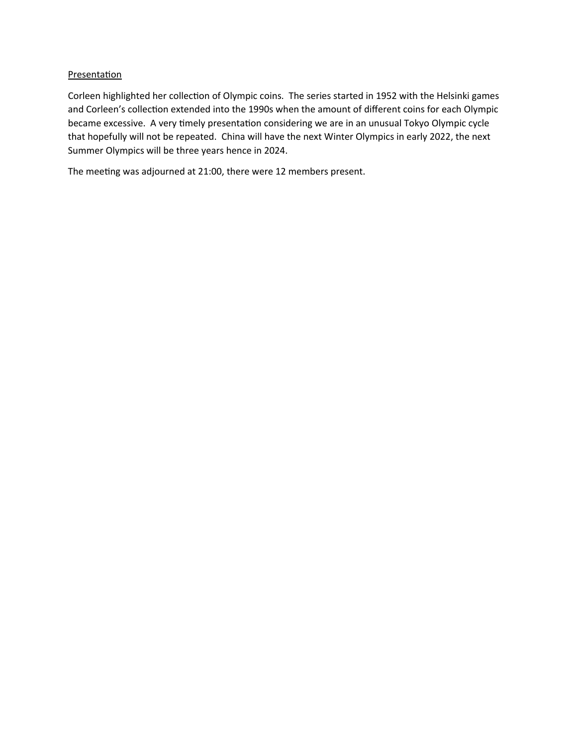Presentation

Corleen highlighted her collection of Olympic coins. The series started in 1952 with the Helsinki games and Corleen's collection extended into the 1990s when the amount of different coins for each Olympic became excessive. A very timely presentation considering we are in an unusual Tokyo Olympic cycle that hopefully will not be repeated. China will have the next Winter Olympics in early 2022, the next Summer Olympics will be three years hence in 2024.

The meeting was adjourned at 21:00, there were 12 members present.